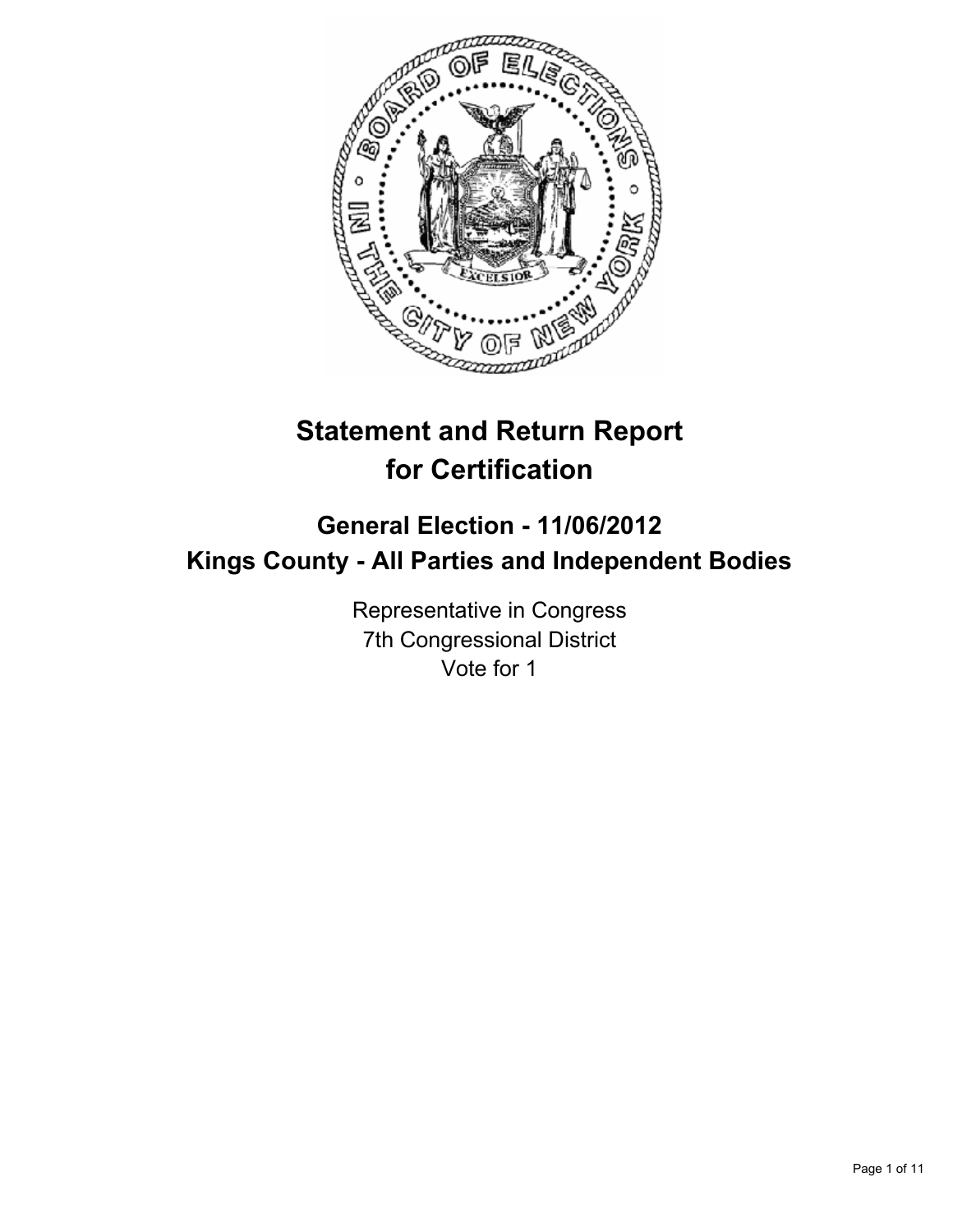# Statement and Return Report for Certification

## General Election - 11/06/2012
## Kings County - All Parties and Independent Bodies

Representative in Congress
7th Congressional District
Vote for 1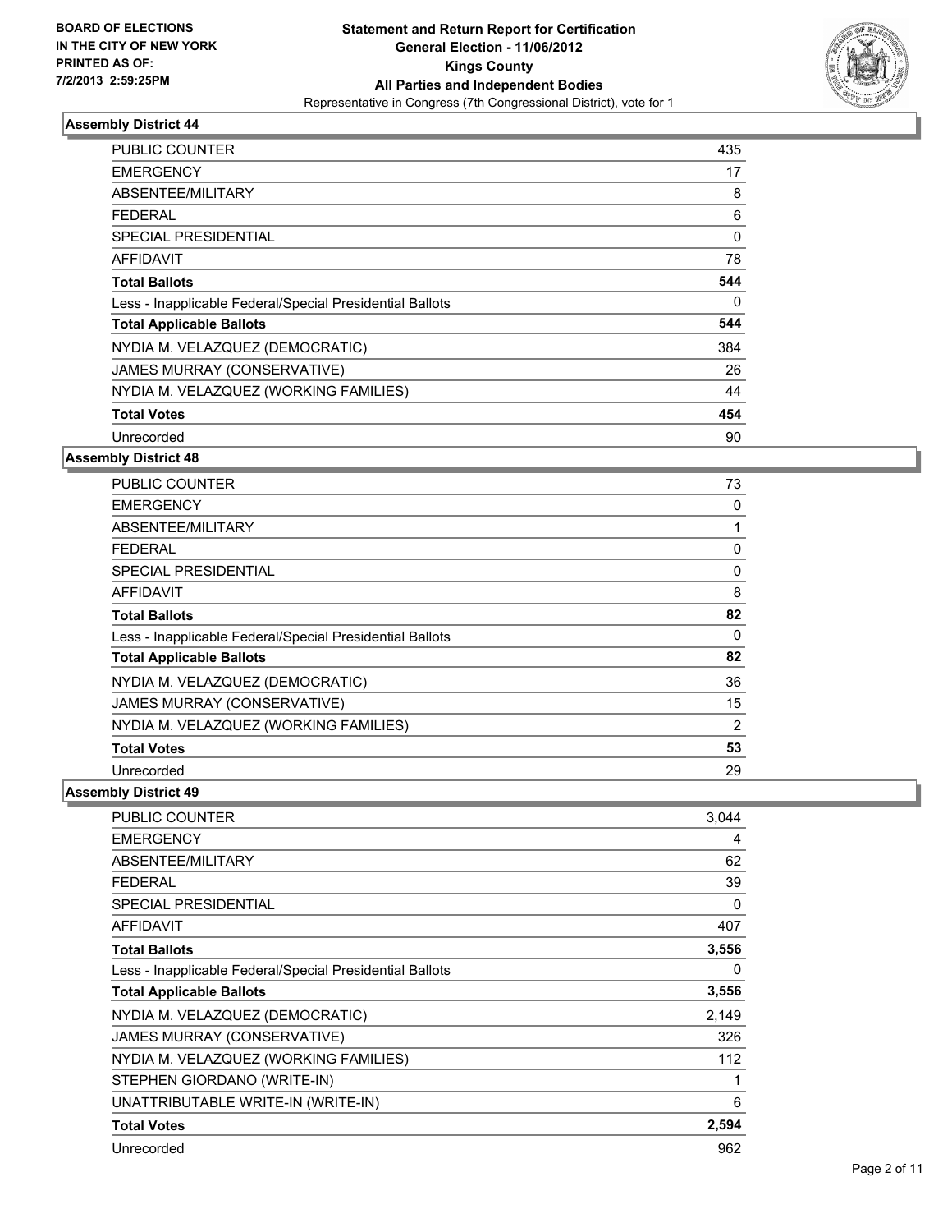BOARD OF ELECTIONS
IN THE CITY OF NEW YORK
PRINTED AS OF:
7/2/2013 2:59:25PM

**Statement and Return Report for Certification**
**General Election - 11/06/2012**
**Kings County**
**All Parties and Independent Bodies**
Representative in Congress (7th Congressional District), vote for 1

### Assembly District 44

| | |
|---|---|
| PUBLIC COUNTER | 435 |
| EMERGENCY | 17 |
| ABSENTEE/MILITARY | 8 |
| FEDERAL | 6 |
| SPECIAL PRESIDENTIAL | 0 |
| AFFIDAVIT | 78 |
| **Total Ballots** | **544** |
| Less - Inapplicable Federal/Special Presidential Ballots | 0 |
| **Total Applicable Ballots** | **544** |
| NYDIA M. VELAZQUEZ (DEMOCRATIC) | 384 |
| JAMES MURRAY (CONSERVATIVE) | 26 |
| NYDIA M. VELAZQUEZ (WORKING FAMILIES) | 44 |
| **Total Votes** | **454** |
| Unrecorded | 90 |

### Assembly District 48

| | |
|---|---|
| PUBLIC COUNTER | 73 |
| EMERGENCY | 0 |
| ABSENTEE/MILITARY | 1 |
| FEDERAL | 0 |
| SPECIAL PRESIDENTIAL | 0 |
| AFFIDAVIT | 8 |
| **Total Ballots** | **82** |
| Less - Inapplicable Federal/Special Presidential Ballots | 0 |
| **Total Applicable Ballots** | **82** |
| NYDIA M. VELAZQUEZ (DEMOCRATIC) | 36 |
| JAMES MURRAY (CONSERVATIVE) | 15 |
| NYDIA M. VELAZQUEZ (WORKING FAMILIES) | 2 |
| **Total Votes** | **53** |
| Unrecorded | 29 |

### Assembly District 49

| | |
|---|---|
| PUBLIC COUNTER | 3,044 |
| EMERGENCY | 4 |
| ABSENTEE/MILITARY | 62 |
| FEDERAL | 39 |
| SPECIAL PRESIDENTIAL | 0 |
| AFFIDAVIT | 407 |
| **Total Ballots** | **3,556** |
| Less - Inapplicable Federal/Special Presidential Ballots | 0 |
| **Total Applicable Ballots** | **3,556** |
| NYDIA M. VELAZQUEZ (DEMOCRATIC) | 2,149 |
| JAMES MURRAY (CONSERVATIVE) | 326 |
| NYDIA M. VELAZQUEZ (WORKING FAMILIES) | 112 |
| STEPHEN GIORDANO (WRITE-IN) | 1 |
| UNATTRIBUTABLE WRITE-IN (WRITE-IN) | 6 |
| **Total Votes** | **2,594** |
| Unrecorded | 962 |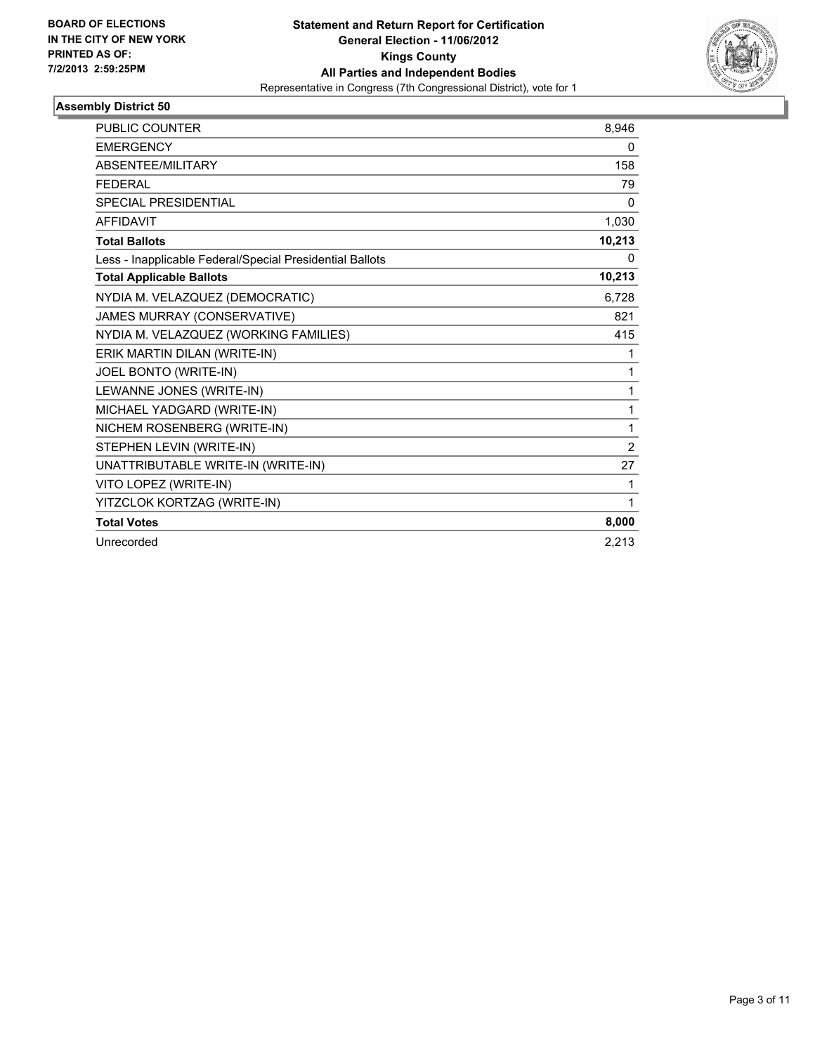BOARD OF ELECTIONS
IN THE CITY OF NEW YORK
PRINTED AS OF:
7/2/2013 2:59:25PM

**Statement and Return Report for Certification**
**General Election - 11/06/2012**
**Kings County**
**All Parties and Independent Bodies**
Representative in Congress (7th Congressional District), vote for 1

## Assembly District 50

| | |
|---|---|
| PUBLIC COUNTER | 8,946 |
| EMERGENCY | 0 |
| ABSENTEE/MILITARY | 158 |
| FEDERAL | 79 |
| SPECIAL PRESIDENTIAL | 0 |
| AFFIDAVIT | 1,030 |
| **Total Ballots** | **10,213** |
| Less - Inapplicable Federal/Special Presidential Ballots | 0 |
| **Total Applicable Ballots** | **10,213** |
| NYDIA M. VELAZQUEZ (DEMOCRATIC) | 6,728 |
| JAMES MURRAY (CONSERVATIVE) | 821 |
| NYDIA M. VELAZQUEZ (WORKING FAMILIES) | 415 |
| ERIK MARTIN DILAN (WRITE-IN) | 1 |
| JOEL BONTO (WRITE-IN) | 1 |
| LEWANNE JONES (WRITE-IN) | 1 |
| MICHAEL YADGARD (WRITE-IN) | 1 |
| NICHEM ROSENBERG (WRITE-IN) | 1 |
| STEPHEN LEVIN (WRITE-IN) | 2 |
| UNATTRIBUTABLE WRITE-IN (WRITE-IN) | 27 |
| VITO LOPEZ (WRITE-IN) | 1 |
| YITZCLOK KORTZAG (WRITE-IN) | 1 |
| **Total Votes** | **8,000** |
| Unrecorded | 2,213 |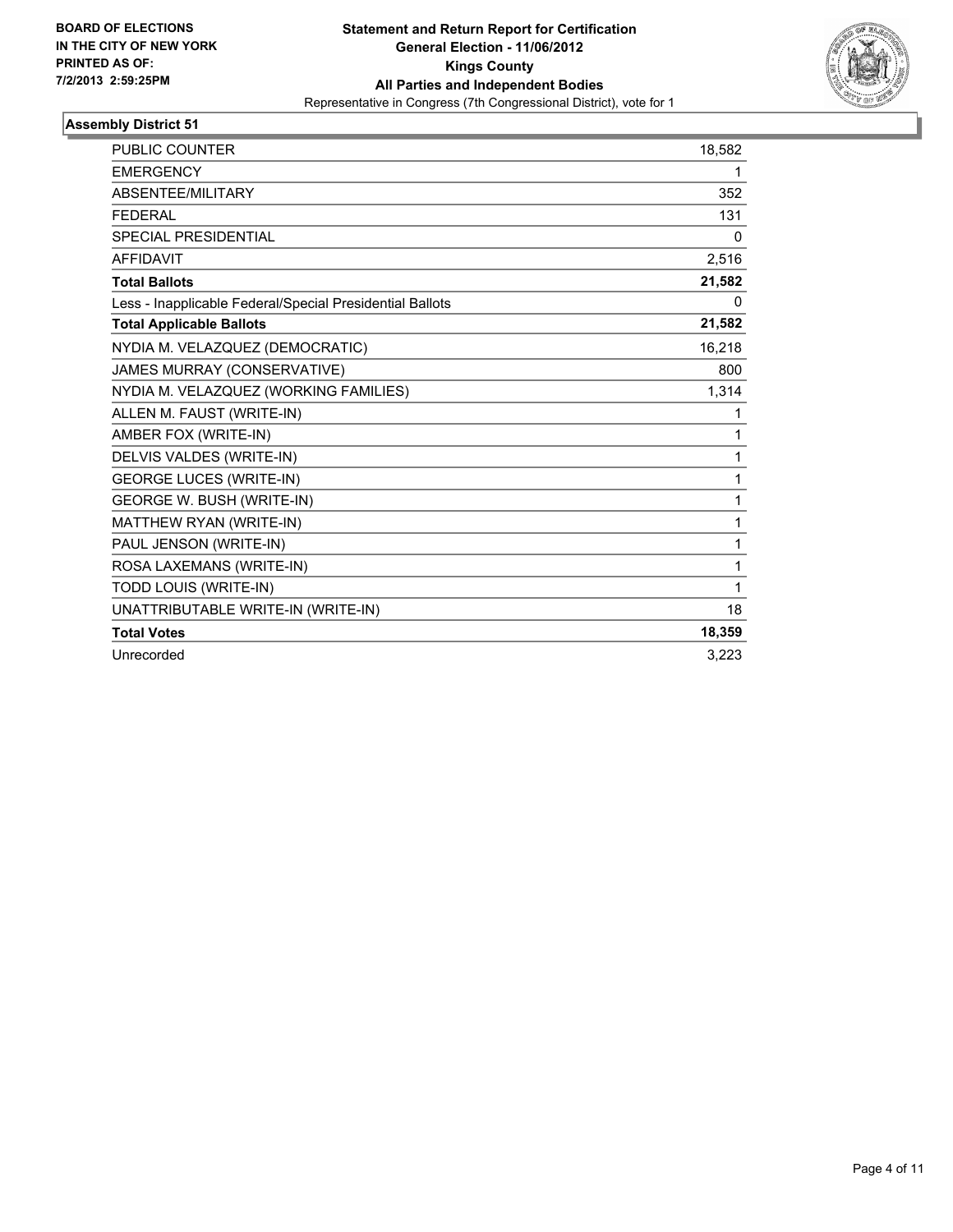**BOARD OF ELECTIONS IN THE CITY OF NEW YORK**
**PRINTED AS OF: 7/2/2013 2:59:25PM**

**Statement and Return Report for Certification**
**General Election - 11/06/2012**
**Kings County**
**All Parties and Independent Bodies**
Representative in Congress (7th Congressional District), vote for 1

## Assembly District 51

| | |
|---|---|
| PUBLIC COUNTER | 18,582 |
| EMERGENCY | 1 |
| ABSENTEE/MILITARY | 352 |
| FEDERAL | 131 |
| SPECIAL PRESIDENTIAL | 0 |
| AFFIDAVIT | 2,516 |
| **Total Ballots** | **21,582** |
| Less - Inapplicable Federal/Special Presidential Ballots | 0 |
| **Total Applicable Ballots** | **21,582** |
| NYDIA M. VELAZQUEZ (DEMOCRATIC) | 16,218 |
| JAMES MURRAY (CONSERVATIVE) | 800 |
| NYDIA M. VELAZQUEZ (WORKING FAMILIES) | 1,314 |
| ALLEN M. FAUST (WRITE-IN) | 1 |
| AMBER FOX (WRITE-IN) | 1 |
| DELVIS VALDES (WRITE-IN) | 1 |
| GEORGE LUCES (WRITE-IN) | 1 |
| GEORGE W. BUSH (WRITE-IN) | 1 |
| MATTHEW RYAN (WRITE-IN) | 1 |
| PAUL JENSON (WRITE-IN) | 1 |
| ROSA LAXEMANS (WRITE-IN) | 1 |
| TODD LOUIS (WRITE-IN) | 1 |
| UNATTRIBUTABLE WRITE-IN (WRITE-IN) | 18 |
| **Total Votes** | **18,359** |
| Unrecorded | 3,223 |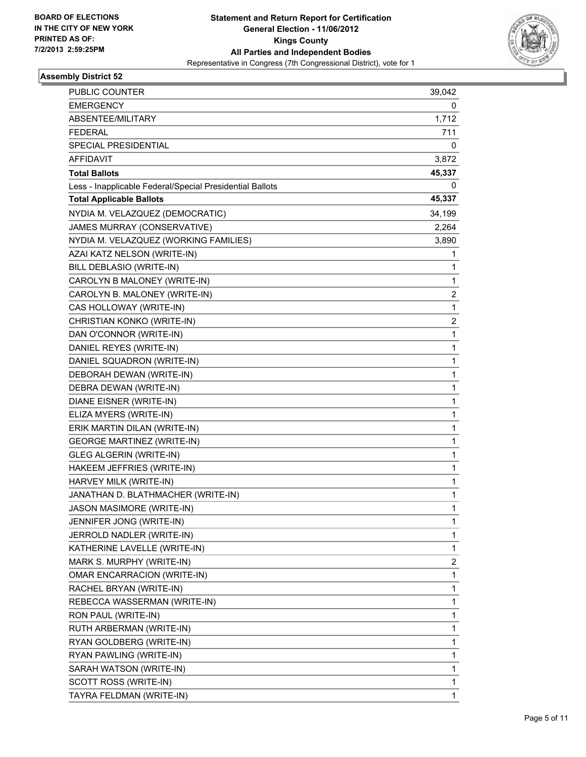BOARD OF ELECTIONS
IN THE CITY OF NEW YORK
PRINTED AS OF:
7/2/2013 2:59:25PM

**Statement and Return Report for Certification**
**General Election - 11/06/2012**
**Kings County**
**All Parties and Independent Bodies**
Representative in Congress (7th Congressional District), vote for 1

### Assembly District 52

| | |
|---|---|
| PUBLIC COUNTER | 39,042 |
| EMERGENCY | 0 |
| ABSENTEE/MILITARY | 1,712 |
| FEDERAL | 711 |
| SPECIAL PRESIDENTIAL | 0 |
| AFFIDAVIT | 3,872 |
| **Total Ballots** | **45,337** |
| Less - Inapplicable Federal/Special Presidential Ballots | 0 |
| **Total Applicable Ballots** | **45,337** |
| NYDIA M. VELAZQUEZ (DEMOCRATIC) | 34,199 |
| JAMES MURRAY (CONSERVATIVE) | 2,264 |
| NYDIA M. VELAZQUEZ (WORKING FAMILIES) | 3,890 |
| AZAI KATZ NELSON (WRITE-IN) | 1 |
| BILL DEBLASIO (WRITE-IN) | 1 |
| CAROLYN B MALONEY (WRITE-IN) | 1 |
| CAROLYN B. MALONEY (WRITE-IN) | 2 |
| CAS HOLLOWAY (WRITE-IN) | 1 |
| CHRISTIAN KONKO (WRITE-IN) | 2 |
| DAN O'CONNOR (WRITE-IN) | 1 |
| DANIEL REYES (WRITE-IN) | 1 |
| DANIEL SQUADRON (WRITE-IN) | 1 |
| DEBORAH DEWAN (WRITE-IN) | 1 |
| DEBRA DEWAN (WRITE-IN) | 1 |
| DIANE EISNER (WRITE-IN) | 1 |
| ELIZA MYERS (WRITE-IN) | 1 |
| ERIK MARTIN DILAN (WRITE-IN) | 1 |
| GEORGE MARTINEZ (WRITE-IN) | 1 |
| GLEG ALGERIN (WRITE-IN) | 1 |
| HAKEEM JEFFRIES (WRITE-IN) | 1 |
| HARVEY MILK (WRITE-IN) | 1 |
| JANATHAN D. BLATHMACHER (WRITE-IN) | 1 |
| JASON MASIMORE (WRITE-IN) | 1 |
| JENNIFER JONG (WRITE-IN) | 1 |
| JERROLD NADLER (WRITE-IN) | 1 |
| KATHERINE LAVELLE (WRITE-IN) | 1 |
| MARK S. MURPHY (WRITE-IN) | 2 |
| OMAR ENCARRACION (WRITE-IN) | 1 |
| RACHEL BRYAN (WRITE-IN) | 1 |
| REBECCA WASSERMAN (WRITE-IN) | 1 |
| RON PAUL (WRITE-IN) | 1 |
| RUTH ARBERMAN (WRITE-IN) | 1 |
| RYAN GOLDBERG (WRITE-IN) | 1 |
| RYAN PAWLING (WRITE-IN) | 1 |
| SARAH WATSON (WRITE-IN) | 1 |
| SCOTT ROSS (WRITE-IN) | 1 |
| TAYRA FELDMAN (WRITE-IN) | 1 |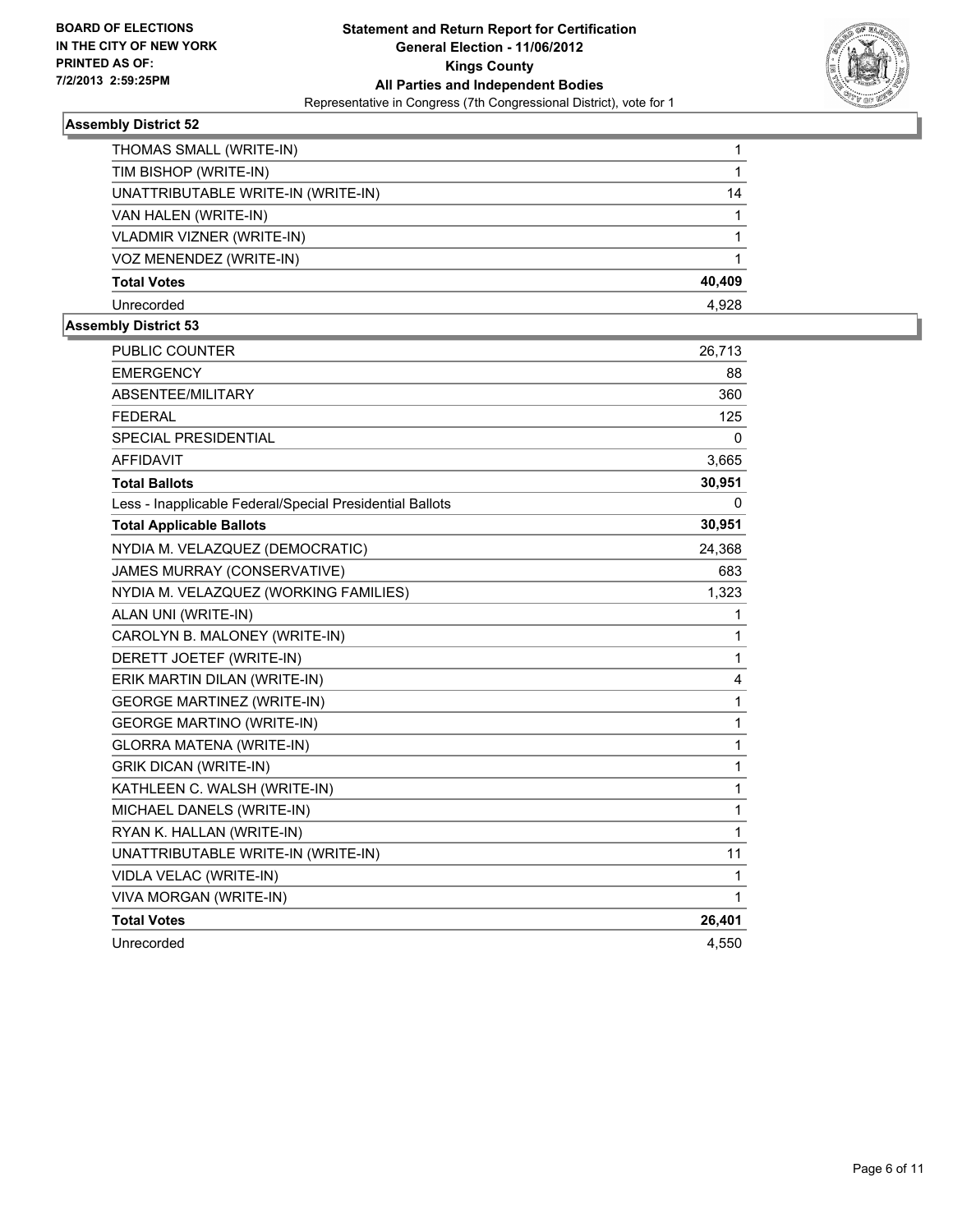**BOARD OF ELECTIONS IN THE CITY OF NEW YORK**
**PRINTED AS OF: 7/2/2013 2:59:25PM**

**Statement and Return Report for Certification**
**General Election - 11/06/2012**
**Kings County**
**All Parties and Independent Bodies**
Representative in Congress (7th Congressional District), vote for 1

### Assembly District 52

| | |
|---|---|
| THOMAS SMALL (WRITE-IN) | 1 |
| TIM BISHOP (WRITE-IN) | 1 |
| UNATTRIBUTABLE WRITE-IN (WRITE-IN) | 14 |
| VAN HALEN (WRITE-IN) | 1 |
| VLADMIR VIZNER (WRITE-IN) | 1 |
| VOZ MENENDEZ (WRITE-IN) | 1 |
| **Total Votes** | **40,409** |
| Unrecorded | 4,928 |

### Assembly District 53

| | |
|---|---|
| PUBLIC COUNTER | 26,713 |
| EMERGENCY | 88 |
| ABSENTEE/MILITARY | 360 |
| FEDERAL | 125 |
| SPECIAL PRESIDENTIAL | 0 |
| AFFIDAVIT | 3,665 |
| **Total Ballots** | **30,951** |
| Less - Inapplicable Federal/Special Presidential Ballots | 0 |
| **Total Applicable Ballots** | **30,951** |
| NYDIA M. VELAZQUEZ (DEMOCRATIC) | 24,368 |
| JAMES MURRAY (CONSERVATIVE) | 683 |
| NYDIA M. VELAZQUEZ (WORKING FAMILIES) | 1,323 |
| ALAN UNI (WRITE-IN) | 1 |
| CAROLYN B. MALONEY (WRITE-IN) | 1 |
| DERETT JOETEF (WRITE-IN) | 1 |
| ERIK MARTIN DILAN (WRITE-IN) | 4 |
| GEORGE MARTINEZ (WRITE-IN) | 1 |
| GEORGE MARTINO (WRITE-IN) | 1 |
| GLORRA MATENA (WRITE-IN) | 1 |
| GRIK DICAN (WRITE-IN) | 1 |
| KATHLEEN C. WALSH (WRITE-IN) | 1 |
| MICHAEL DANELS (WRITE-IN) | 1 |
| RYAN K. HALLAN (WRITE-IN) | 1 |
| UNATTRIBUTABLE WRITE-IN (WRITE-IN) | 11 |
| VIDLA VELAC (WRITE-IN) | 1 |
| VIVA MORGAN (WRITE-IN) | 1 |
| **Total Votes** | **26,401** |
| Unrecorded | 4,550 |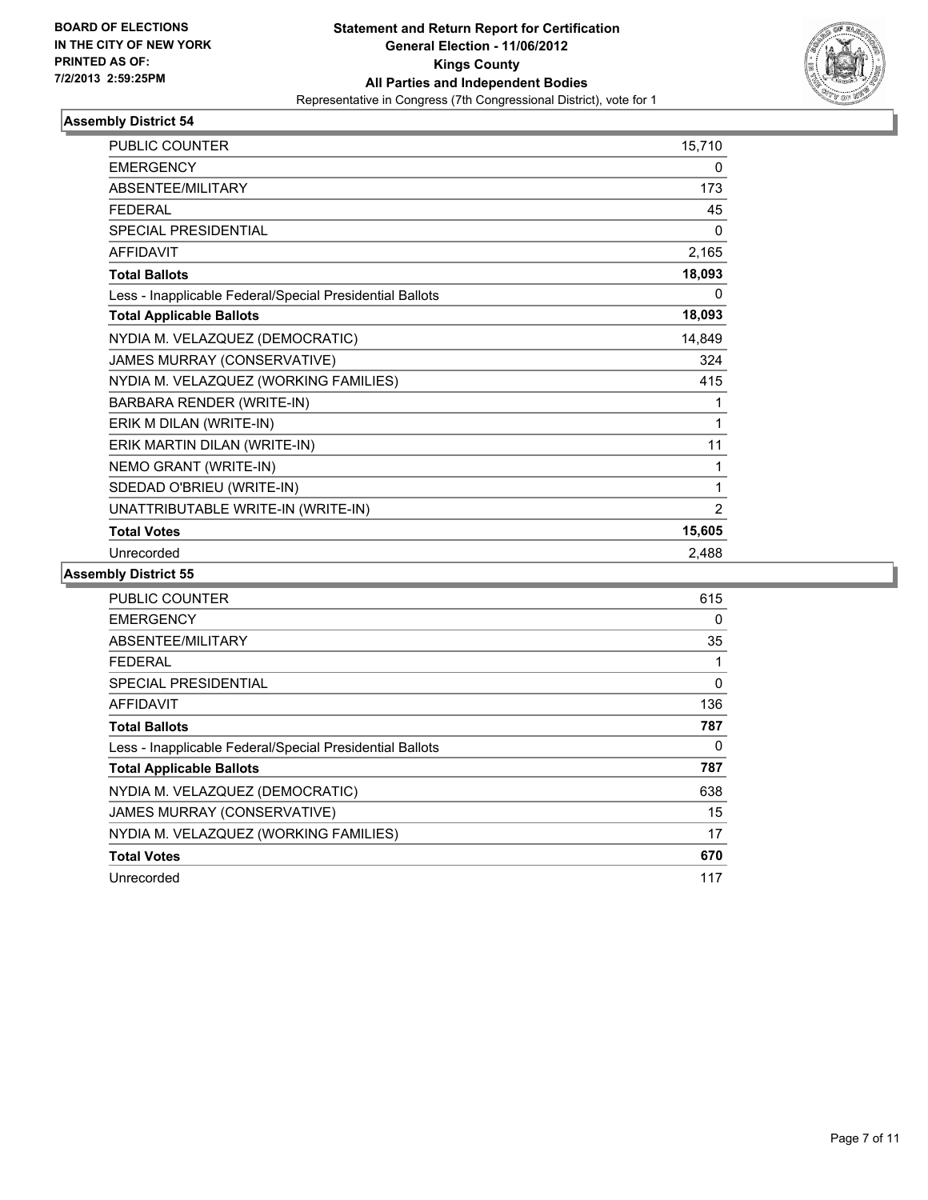**BOARD OF ELECTIONS IN THE CITY OF NEW YORK PRINTED AS OF: 7/2/2013 2:59:25PM**

**Statement and Return Report for Certification General Election - 11/06/2012 Kings County All Parties and Independent Bodies**
Representative in Congress (7th Congressional District), vote for 1

### Assembly District 54

| | |
|---|---|
| PUBLIC COUNTER | 15,710 |
| EMERGENCY | 0 |
| ABSENTEE/MILITARY | 173 |
| FEDERAL | 45 |
| SPECIAL PRESIDENTIAL | 0 |
| AFFIDAVIT | 2,165 |
| **Total Ballots** | **18,093** |
| Less - Inapplicable Federal/Special Presidential Ballots | 0 |
| **Total Applicable Ballots** | **18,093** |
| NYDIA M. VELAZQUEZ (DEMOCRATIC) | 14,849 |
| JAMES MURRAY (CONSERVATIVE) | 324 |
| NYDIA M. VELAZQUEZ (WORKING FAMILIES) | 415 |
| BARBARA RENDER (WRITE-IN) | 1 |
| ERIK M DILAN (WRITE-IN) | 1 |
| ERIK MARTIN DILAN (WRITE-IN) | 11 |
| NEMO GRANT (WRITE-IN) | 1 |
| SDEDAD O'BRIEU (WRITE-IN) | 1 |
| UNATTRIBUTABLE WRITE-IN (WRITE-IN) | 2 |
| **Total Votes** | **15,605** |
| Unrecorded | 2,488 |

### Assembly District 55

| | |
|---|---|
| PUBLIC COUNTER | 615 |
| EMERGENCY | 0 |
| ABSENTEE/MILITARY | 35 |
| FEDERAL | 1 |
| SPECIAL PRESIDENTIAL | 0 |
| AFFIDAVIT | 136 |
| **Total Ballots** | **787** |
| Less - Inapplicable Federal/Special Presidential Ballots | 0 |
| **Total Applicable Ballots** | **787** |
| NYDIA M. VELAZQUEZ (DEMOCRATIC) | 638 |
| JAMES MURRAY (CONSERVATIVE) | 15 |
| NYDIA M. VELAZQUEZ (WORKING FAMILIES) | 17 |
| **Total Votes** | **670** |
| Unrecorded | 117 |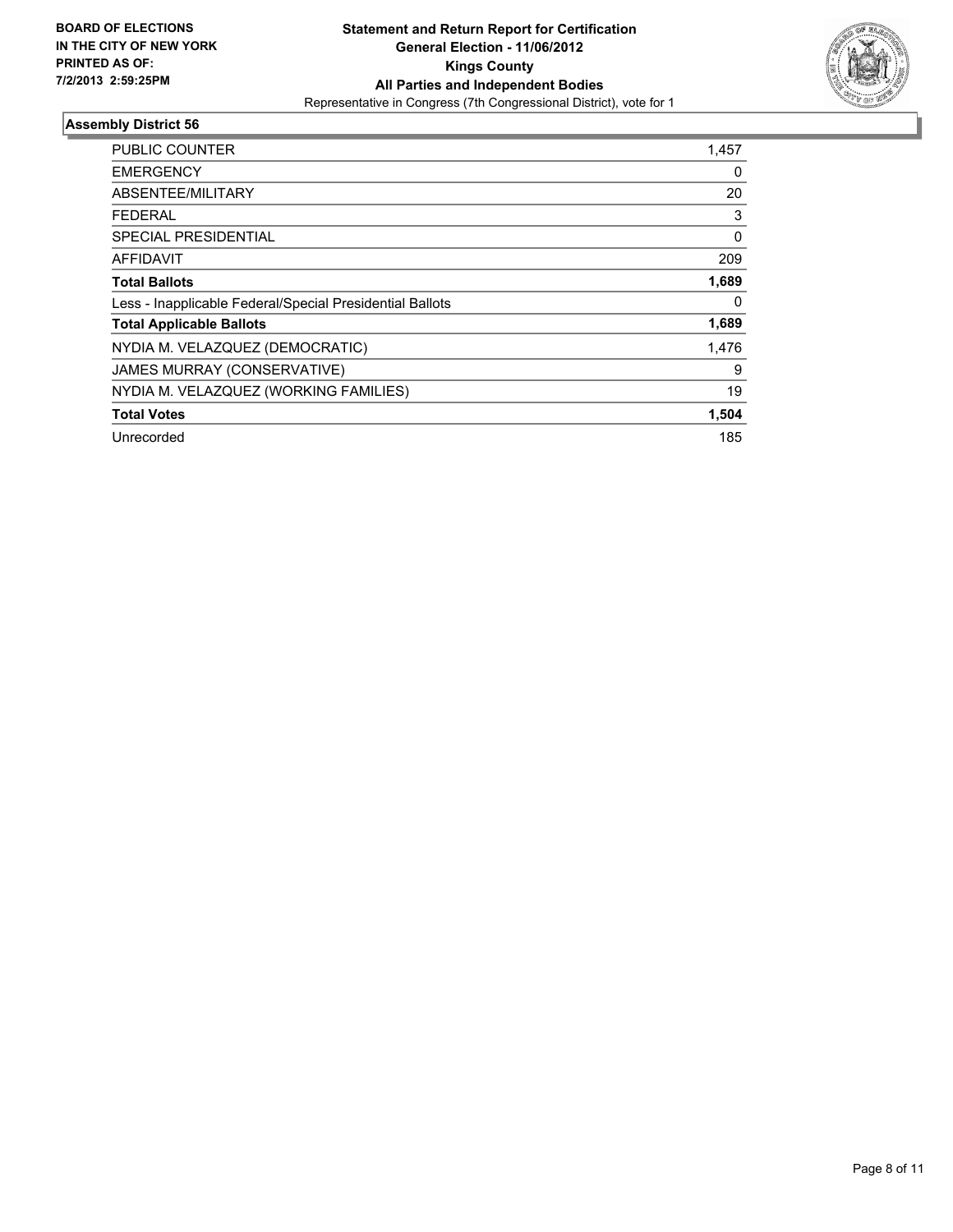**BOARD OF ELECTIONS IN THE CITY OF NEW YORK PRINTED AS OF: 7/2/2013 2:59:25PM**

**Statement and Return Report for Certification**
**General Election - 11/06/2012**
**Kings County**
**All Parties and Independent Bodies**
Representative in Congress (7th Congressional District), vote for 1

## Assembly District 56

| | |
|---|---|
| PUBLIC COUNTER | 1,457 |
| EMERGENCY | 0 |
| ABSENTEE/MILITARY | 20 |
| FEDERAL | 3 |
| SPECIAL PRESIDENTIAL | 0 |
| AFFIDAVIT | 209 |
| **Total Ballots** | **1,689** |
| Less - Inapplicable Federal/Special Presidential Ballots | 0 |
| **Total Applicable Ballots** | **1,689** |
| NYDIA M. VELAZQUEZ (DEMOCRATIC) | 1,476 |
| JAMES MURRAY (CONSERVATIVE) | 9 |
| NYDIA M. VELAZQUEZ (WORKING FAMILIES) | 19 |
| **Total Votes** | **1,504** |
| Unrecorded | 185 |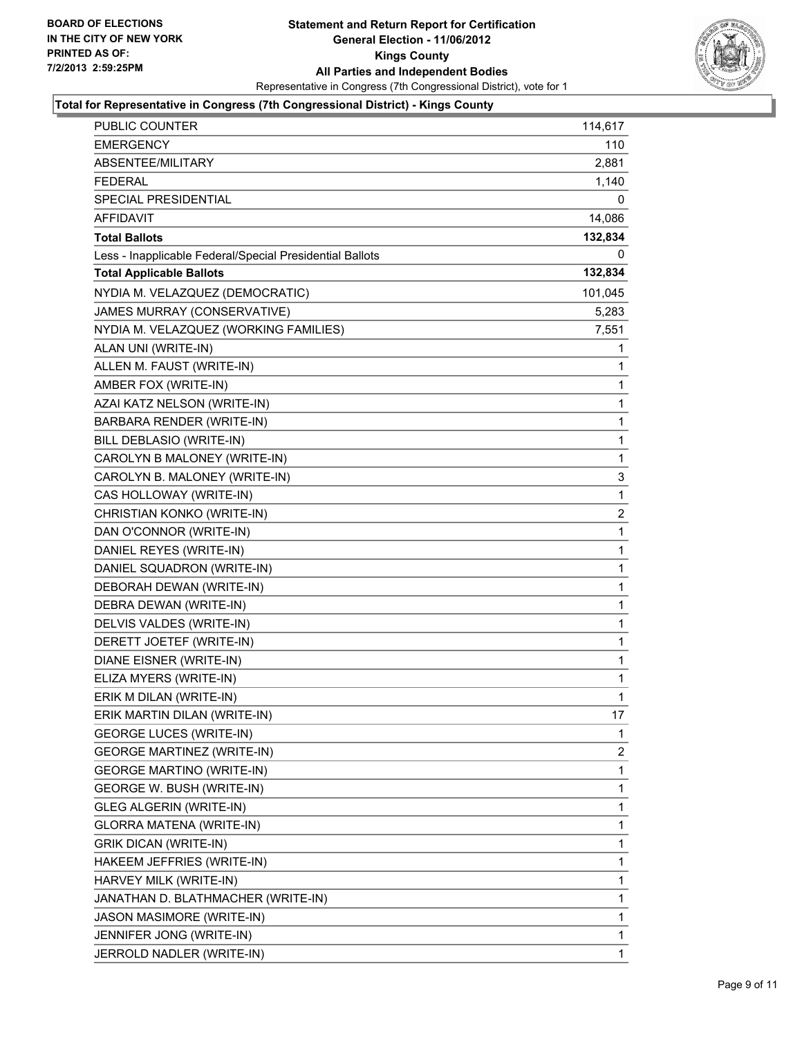**BOARD OF ELECTIONS IN THE CITY OF NEW YORK PRINTED AS OF: 7/2/2013 2:59:25PM**

**Statement and Return Report for Certification General Election - 11/06/2012 Kings County All Parties and Independent Bodies**

Representative in Congress (7th Congressional District), vote for 1

### Total for Representative in Congress (7th Congressional District) - Kings County

| | |
|---|---|
| PUBLIC COUNTER | 114,617 |
| EMERGENCY | 110 |
| ABSENTEE/MILITARY | 2,881 |
| FEDERAL | 1,140 |
| SPECIAL PRESIDENTIAL | 0 |
| AFFIDAVIT | 14,086 |
| **Total Ballots** | **132,834** |
| Less - Inapplicable Federal/Special Presidential Ballots | 0 |
| **Total Applicable Ballots** | **132,834** |
| NYDIA M. VELAZQUEZ (DEMOCRATIC) | 101,045 |
| JAMES MURRAY (CONSERVATIVE) | 5,283 |
| NYDIA M. VELAZQUEZ (WORKING FAMILIES) | 7,551 |
| ALAN UNI (WRITE-IN) | 1 |
| ALLEN M. FAUST (WRITE-IN) | 1 |
| AMBER FOX (WRITE-IN) | 1 |
| AZAI KATZ NELSON (WRITE-IN) | 1 |
| BARBARA RENDER (WRITE-IN) | 1 |
| BILL DEBLASIO (WRITE-IN) | 1 |
| CAROLYN B MALONEY (WRITE-IN) | 1 |
| CAROLYN B. MALONEY (WRITE-IN) | 3 |
| CAS HOLLOWAY (WRITE-IN) | 1 |
| CHRISTIAN KONKO (WRITE-IN) | 2 |
| DAN O'CONNOR (WRITE-IN) | 1 |
| DANIEL REYES (WRITE-IN) | 1 |
| DANIEL SQUADRON (WRITE-IN) | 1 |
| DEBORAH DEWAN (WRITE-IN) | 1 |
| DEBRA DEWAN (WRITE-IN) | 1 |
| DELVIS VALDES (WRITE-IN) | 1 |
| DERETT JOETEF (WRITE-IN) | 1 |
| DIANE EISNER (WRITE-IN) | 1 |
| ELIZA MYERS (WRITE-IN) | 1 |
| ERIK M DILAN (WRITE-IN) | 1 |
| ERIK MARTIN DILAN (WRITE-IN) | 17 |
| GEORGE LUCES (WRITE-IN) | 1 |
| GEORGE MARTINEZ (WRITE-IN) | 2 |
| GEORGE MARTINO (WRITE-IN) | 1 |
| GEORGE W. BUSH (WRITE-IN) | 1 |
| GLEG ALGERIN (WRITE-IN) | 1 |
| GLORRA MATENA (WRITE-IN) | 1 |
| GRIK DICAN (WRITE-IN) | 1 |
| HAKEEM JEFFRIES (WRITE-IN) | 1 |
| HARVEY MILK (WRITE-IN) | 1 |
| JANATHAN D. BLATHMACHER (WRITE-IN) | 1 |
| JASON MASIMORE (WRITE-IN) | 1 |
| JENNIFER JONG (WRITE-IN) | 1 |
| JERROLD NADLER (WRITE-IN) | 1 |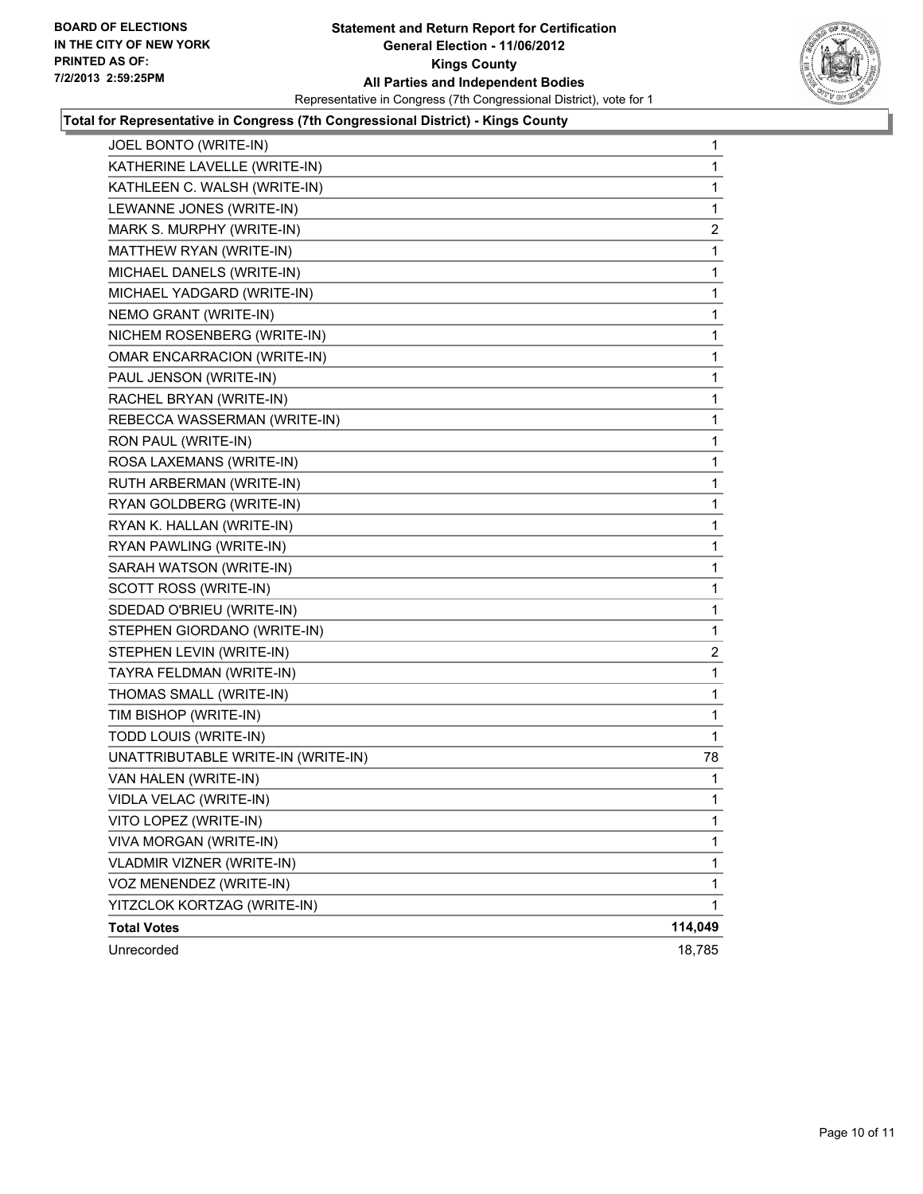**Total for Representative in Congress (7th Congressional District) - Kings County**

| Candidate | Votes |
|---|---|
| JOEL BONTO (WRITE-IN) | 1 |
| KATHERINE LAVELLE (WRITE-IN) | 1 |
| KATHLEEN C. WALSH (WRITE-IN) | 1 |
| LEWANNE JONES (WRITE-IN) | 1 |
| MARK S. MURPHY (WRITE-IN) | 2 |
| MATTHEW RYAN (WRITE-IN) | 1 |
| MICHAEL DANELS (WRITE-IN) | 1 |
| MICHAEL YADGARD (WRITE-IN) | 1 |
| NEMO GRANT (WRITE-IN) | 1 |
| NICHEM ROSENBERG (WRITE-IN) | 1 |
| OMAR ENCARRACION (WRITE-IN) | 1 |
| PAUL JENSON (WRITE-IN) | 1 |
| RACHEL BRYAN (WRITE-IN) | 1 |
| REBECCA WASSERMAN (WRITE-IN) | 1 |
| RON PAUL (WRITE-IN) | 1 |
| ROSA LAXEMANS (WRITE-IN) | 1 |
| RUTH ARBERMAN (WRITE-IN) | 1 |
| RYAN GOLDBERG (WRITE-IN) | 1 |
| RYAN K. HALLAN (WRITE-IN) | 1 |
| RYAN PAWLING (WRITE-IN) | 1 |
| SARAH WATSON (WRITE-IN) | 1 |
| SCOTT ROSS (WRITE-IN) | 1 |
| SDEDAD O'BRIEU (WRITE-IN) | 1 |
| STEPHEN GIORDANO (WRITE-IN) | 1 |
| STEPHEN LEVIN (WRITE-IN) | 2 |
| TAYRA FELDMAN (WRITE-IN) | 1 |
| THOMAS SMALL (WRITE-IN) | 1 |
| TIM BISHOP (WRITE-IN) | 1 |
| TODD LOUIS (WRITE-IN) | 1 |
| UNATTRIBUTABLE WRITE-IN (WRITE-IN) | 78 |
| VAN HALEN (WRITE-IN) | 1 |
| VIDLA VELAC (WRITE-IN) | 1 |
| VITO LOPEZ (WRITE-IN) | 1 |
| VIVA MORGAN (WRITE-IN) | 1 |
| VLADMIR VIZNER (WRITE-IN) | 1 |
| VOZ MENENDEZ (WRITE-IN) | 1 |
| YITZCLOK KORTZAG (WRITE-IN) | 1 |
| **Total Votes** | **114,049** |
| Unrecorded | 18,785 |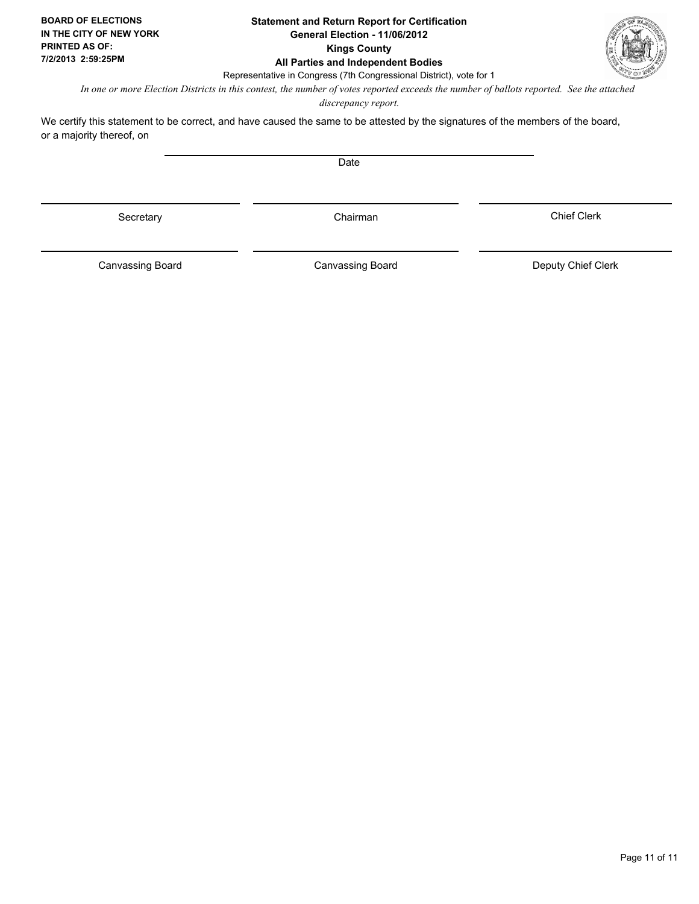**BOARD OF ELECTIONS IN THE CITY OF NEW YORK**
**PRINTED AS OF: 7/2/2013 2:59:25PM**

**Statement and Return Report for Certification**
**General Election - 11/06/2012**
**Kings County**
**All Parties and Independent Bodies**

Representative in Congress (7th Congressional District), vote for 1

*In one or more Election Districts in this contest, the number of votes reported exceeds the number of ballots reported. See the attached discrepancy report.*

We certify this statement to be correct, and have caused the same to be attested by the signatures of the members of the board, or a majority thereof, on

Date

| | | |
|---|---|---|
| Secretary | Chairman | Chief Clerk |
| Canvassing Board | Canvassing Board | Deputy Chief Clerk |